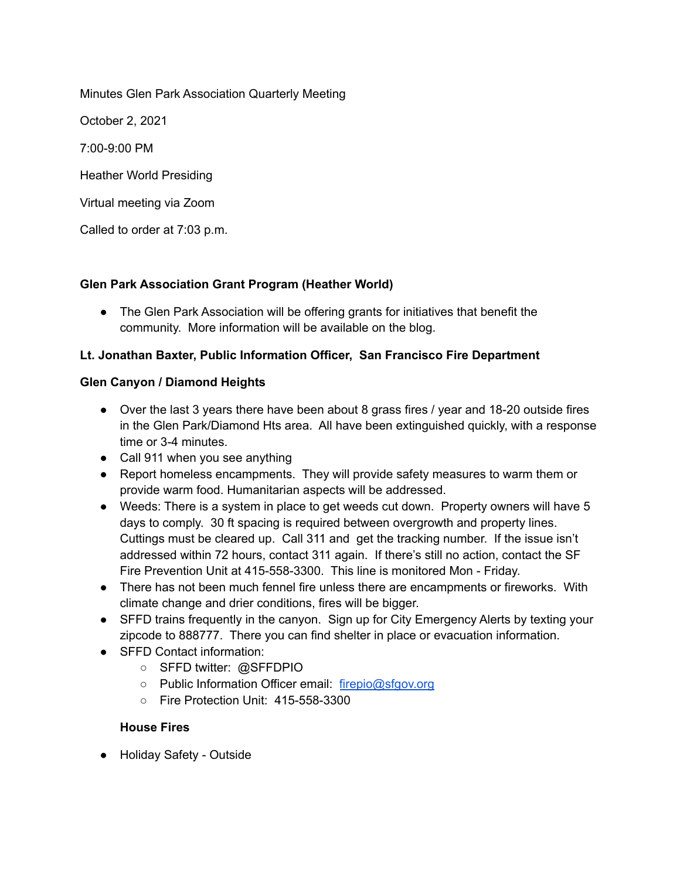Minutes Glen Park Association Quarterly Meeting

October 2, 2021

7:00-9:00 PM

Heather World Presiding

Virtual meeting via Zoom

Called to order at 7:03 p.m.

**Glen Park Association Grant Program (Heather World)**

- The Glen Park Association will be offering grants for initiatives that benefit the community. More information will be available on the blog.

**Lt. Jonathan Baxter, Public Information Officer, San Francisco Fire Department**

**Glen Canyon / Diamond Heights**

- Over the last 3 years there have been about 8 grass fires / year and 18-20 outside fires in the Glen Park/Diamond Hts area. All have been extinguished quickly, with a response time or 3-4 minutes.
- Call 911 when you see anything
- Report homeless encampments. They will provide safety measures to warm them or provide warm food. Humanitarian aspects will be addressed.
- Weeds: There is a system in place to get weeds cut down. Property owners will have 5 days to comply. 30 ft spacing is required between overgrowth and property lines. Cuttings must be cleared up. Call 311 and get the tracking number. If the issue isn't addressed within 72 hours, contact 311 again. If there's still no action, contact the SF Fire Prevention Unit at 415-558-3300. This line is monitored Mon - Friday.
- There has not been much fennel fire unless there are encampments or fireworks. With climate change and drier conditions, fires will be bigger.
- SFFD trains frequently in the canyon. Sign up for City Emergency Alerts by texting your zipcode to 888777. There you can find shelter in place or evacuation information.
- SFFD Contact information:
  - SFFD twitter: @SFFDPIO
  - Public Information Officer email: firepio@sfgov.org
  - Fire Protection Unit: 415-558-3300

**House Fires**

- Holiday Safety - Outside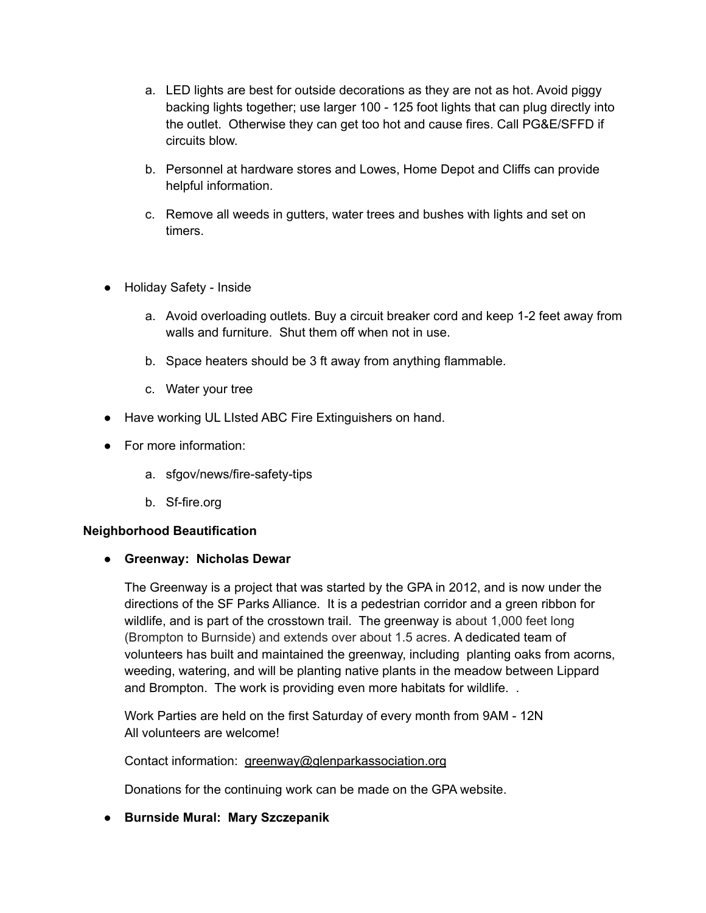a. LED lights are best for outside decorations as they are not as hot. Avoid piggy backing lights together; use larger 100 - 125 foot lights that can plug directly into the outlet. Otherwise they can get too hot and cause fires. Call PG&E/SFFD if circuits blow.

   b. Personnel at hardware stores and Lowes, Home Depot and Cliffs can provide helpful information.

   c. Remove all weeds in gutters, water trees and bushes with lights and set on timers.

- Holiday Safety - Inside

   a. Avoid overloading outlets. Buy a circuit breaker cord and keep 1-2 feet away from walls and furniture. Shut them off when not in use.

   b. Space heaters should be 3 ft away from anything flammable.

   c. Water your tree

- Have working UL LIsted ABC Fire Extinguishers on hand.

- For more information:

   a. sfgov/news/fire-safety-tips

   b. Sf-fire.org

**Neighborhood Beautification**

- **Greenway: Nicholas Dewar**

  The Greenway is a project that was started by the GPA in 2012, and is now under the directions of the SF Parks Alliance. It is a pedestrian corridor and a green ribbon for wildlife, and is part of the crosstown trail. The greenway is about 1,000 feet long (Brompton to Burnside) and extends over about 1.5 acres. A dedicated team of volunteers has built and maintained the greenway, including planting oaks from acorns, weeding, watering, and will be planting native plants in the meadow between Lippard and Brompton. The work is providing even more habitats for wildlife. .

  Work Parties are held on the first Saturday of every month from 9AM - 12N
  All volunteers are welcome!

  Contact information: greenway@glenparkassociation.org

  Donations for the continuing work can be made on the GPA website.

- **Burnside Mural: Mary Szczepanik**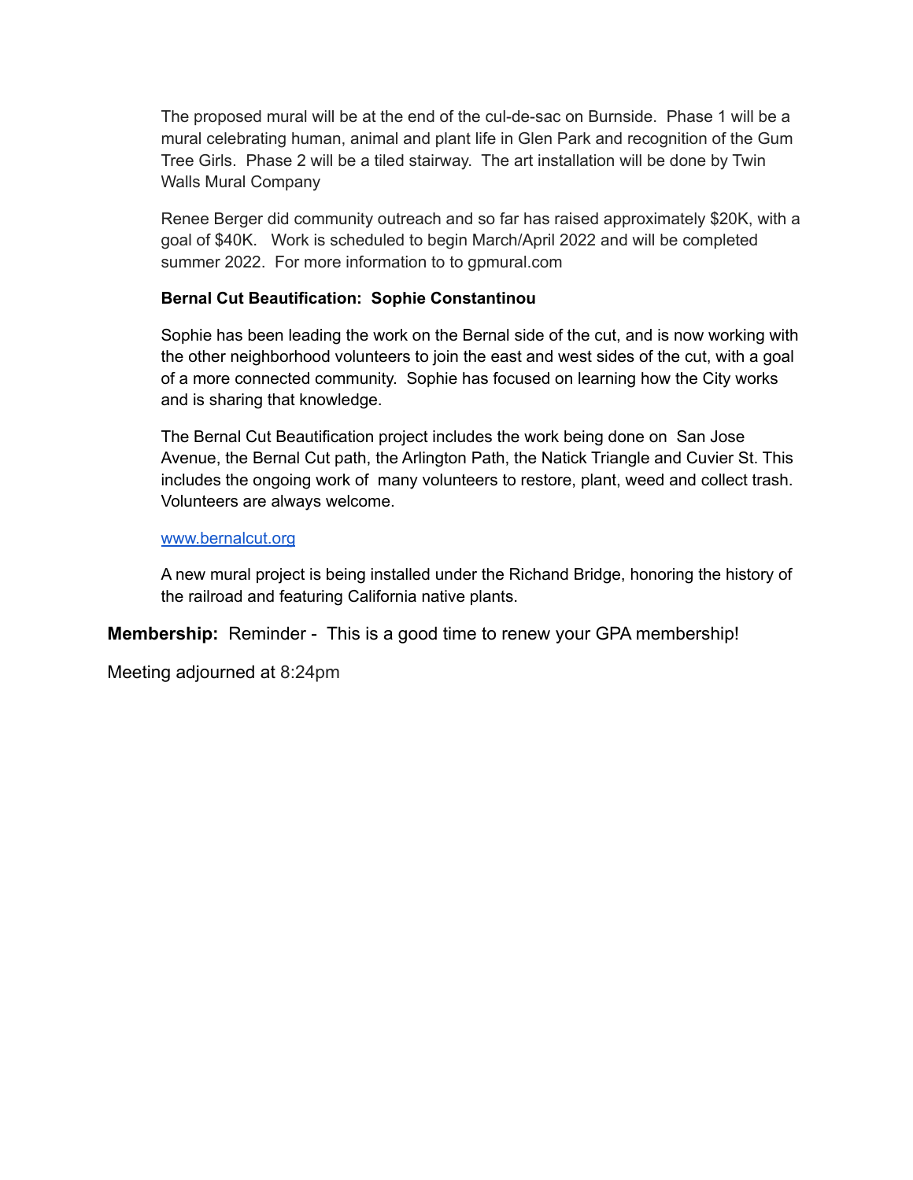The proposed mural will be at the end of the cul-de-sac on Burnside. Phase 1 will be a mural celebrating human, animal and plant life in Glen Park and recognition of the Gum Tree Girls. Phase 2 will be a tiled stairway. The art installation will be done by Twin Walls Mural Company

Renee Berger did community outreach and so far has raised approximately $20K, with a goal of $40K. Work is scheduled to begin March/April 2022 and will be completed summer 2022. For more information to to gpmural.com

**Bernal Cut Beautification: Sophie Constantinou**

Sophie has been leading the work on the Bernal side of the cut, and is now working with the other neighborhood volunteers to join the east and west sides of the cut, with a goal of a more connected community. Sophie has focused on learning how the City works and is sharing that knowledge.

The Bernal Cut Beautification project includes the work being done on San Jose Avenue, the Bernal Cut path, the Arlington Path, the Natick Triangle and Cuvier St. This includes the ongoing work of many volunteers to restore, plant, weed and collect trash. Volunteers are always welcome.

[www.bernalcut.org](http://www.bernalcut.org)

A new mural project is being installed under the Richand Bridge, honoring the history of the railroad and featuring California native plants.

**Membership:** Reminder - This is a good time to renew your GPA membership!

Meeting adjourned at 8:24pm